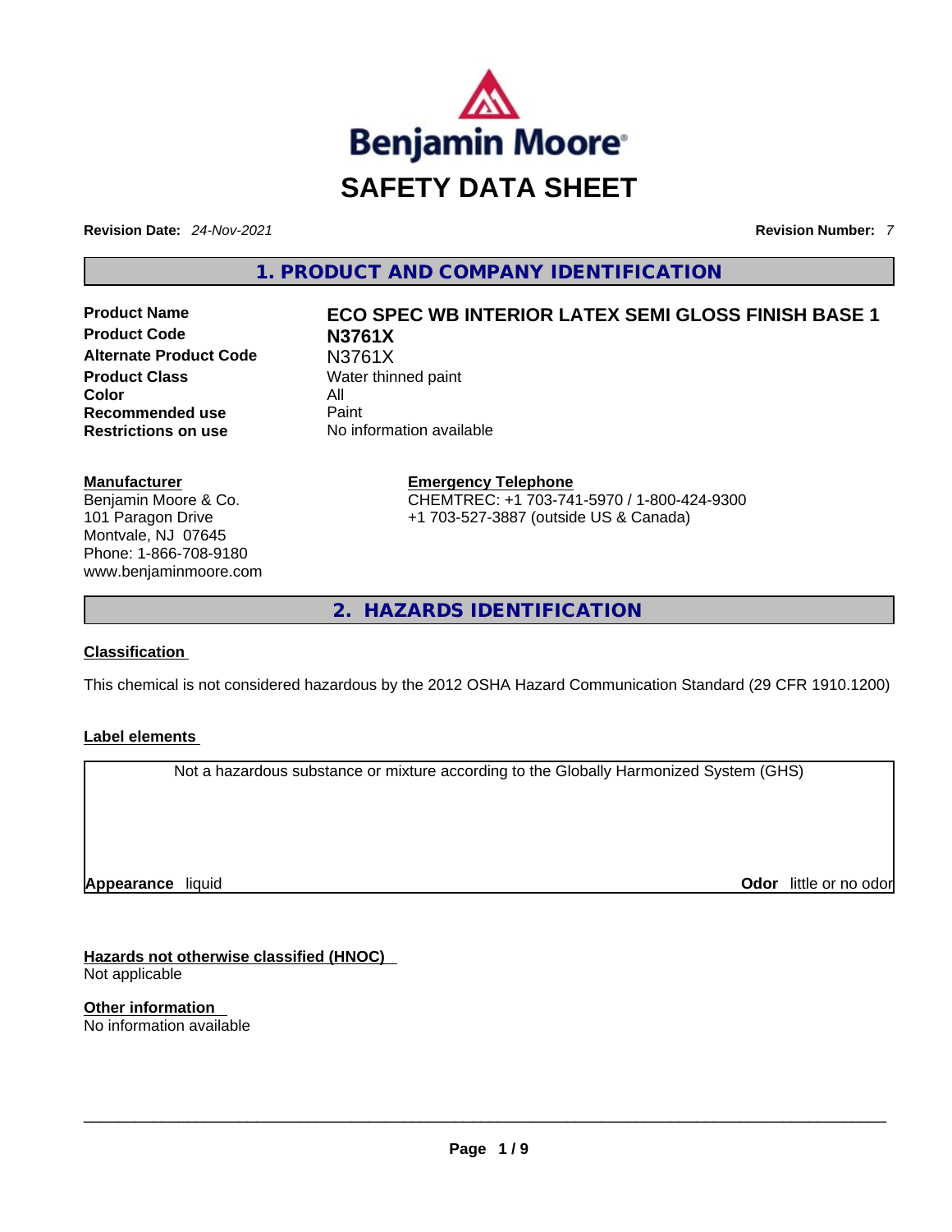# SAFETY DATA SHEET

**Revision Date:** *24-Nov-2021* **Revision Number:** *7*

## 1. PRODUCT AND COMPANY IDENTIFICATION

| | |
|---|---|
| **Product Name** | **ECO SPEC WB INTERIOR LATEX SEMI GLOSS FINISH BASE 1** |
| **Product Code** | **N3761X** |
| **Alternate Product Code** | N3761X |
| **Product Class** | Water thinned paint |
| **Color** | All |
| **Recommended use** | Paint |
| **Restrictions on use** | No information available |

**Manufacturer**
Benjamin Moore & Co.
101 Paragon Drive
Montvale, NJ 07645
Phone: 1-866-708-9180
www.benjaminmoore.com

**Emergency Telephone**
CHEMTREC: +1 703-741-5970 / 1-800-424-9300
+1 703-527-3887 (outside US & Canada)

## 2. HAZARDS IDENTIFICATION

**Classification**

This chemical is not considered hazardous by the 2012 OSHA Hazard Communication Standard (29 CFR 1910.1200)

**Label elements**

Not a hazardous substance or mixture according to the Globally Harmonized System (GHS)

**Appearance** liquid **Odor** little or no odor

**Hazards not otherwise classified (HNOC)**
Not applicable

**Other information**
No information available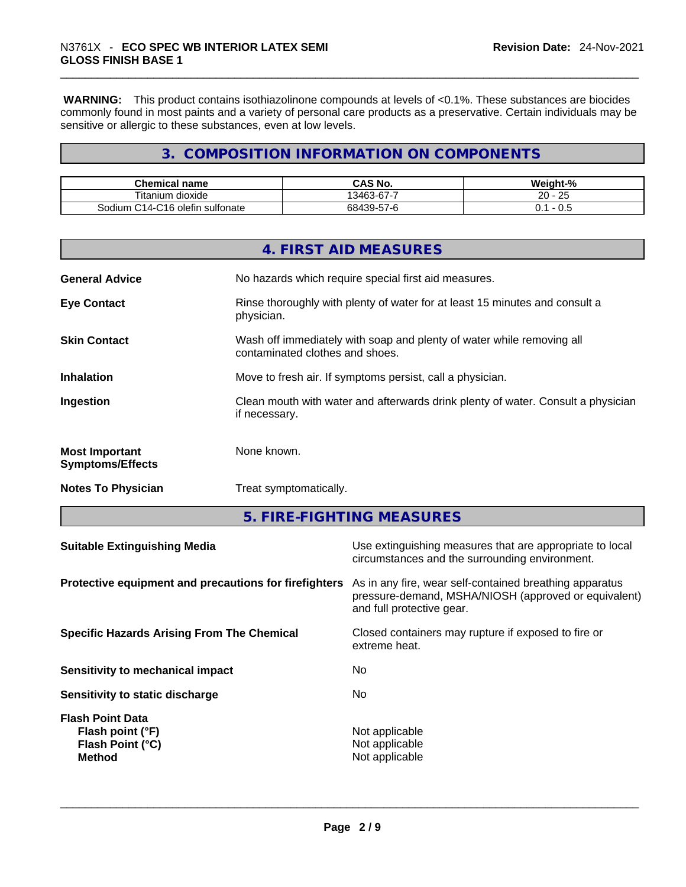**WARNING:** This product contains isothiazolinone compounds at levels of <0.1%. These substances are biocides commonly found in most paints and a variety of personal care products as a preservative. Certain individuals may be sensitive or allergic to these substances, even at low levels.

## 3. COMPOSITION INFORMATION ON COMPONENTS

| Chemical name | CAS No. | Weight-% |
|---|---|---|
| Titanium dioxide | 13463-67-7 | 20 - 25 |
| Sodium C14-C16 olefin sulfonate | 68439-57-6 | 0.1 - 0.5 |

## 4. FIRST AID MEASURES

**General Advice** No hazards which require special first aid measures.

**Eye Contact** Rinse thoroughly with plenty of water for at least 15 minutes and consult a physician.

**Skin Contact** Wash off immediately with soap and plenty of water while removing all contaminated clothes and shoes.

**Inhalation** Move to fresh air. If symptoms persist, call a physician.

**Ingestion** Clean mouth with water and afterwards drink plenty of water. Consult a physician if necessary.

**Most Important Symptoms/Effects** None known.

**Notes To Physician** Treat symptomatically.

## 5. FIRE-FIGHTING MEASURES

**Suitable Extinguishing Media** Use extinguishing measures that are appropriate to local circumstances and the surrounding environment.

**Protective equipment and precautions for firefighters** As in any fire, wear self-contained breathing apparatus pressure-demand, MSHA/NIOSH (approved or equivalent) and full protective gear.

**Specific Hazards Arising From The Chemical** Closed containers may rupture if exposed to fire or extreme heat.

**Sensitivity to mechanical impact** No

**Sensitivity to static discharge** No

**Flash Point Data**
**Flash point (°F)** Not applicable
**Flash Point (°C)** Not applicable
**Method** Not applicable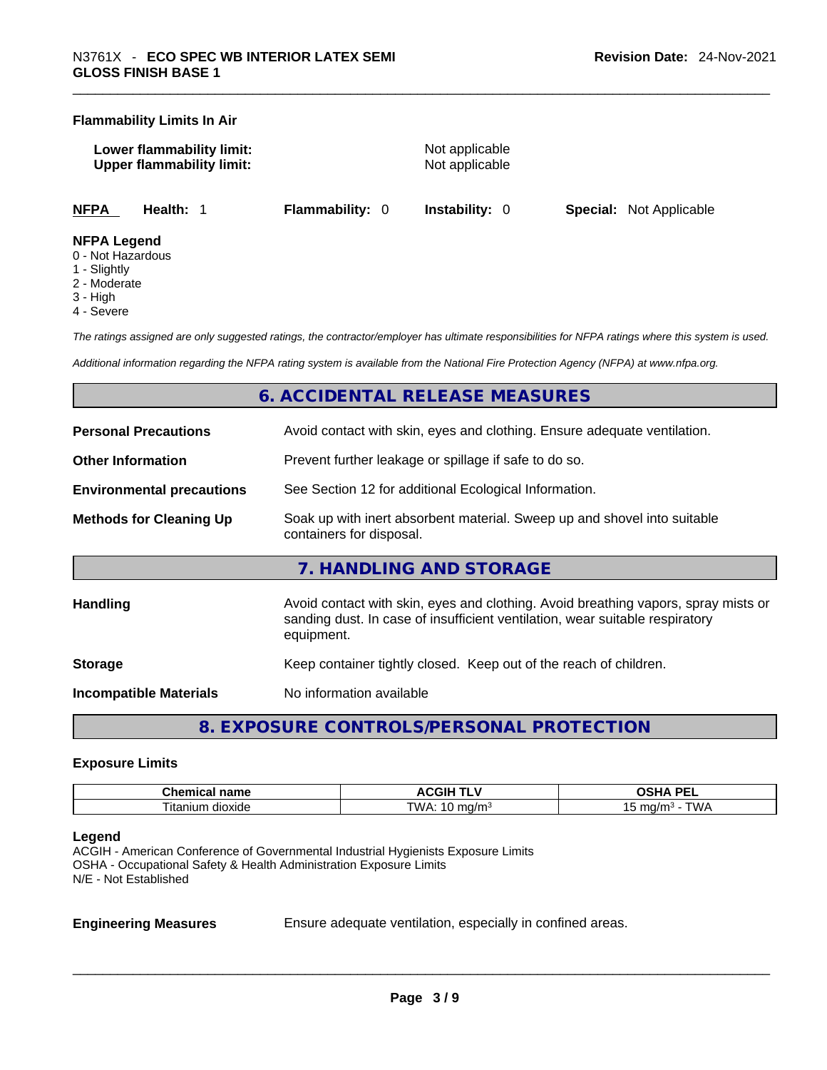**Flammability Limits In Air**

**Lower flammability limit:** Not applicable
**Upper flammability limit:** Not applicable

**NFPA** **Health:** 1 **Flammability:** 0 **Instability:** 0 **Special:** Not Applicable

**NFPA Legend**
0 - Not Hazardous
1 - Slightly
2 - Moderate
3 - High
4 - Severe

*The ratings assigned are only suggested ratings, the contractor/employer has ultimate responsibilities for NFPA ratings where this system is used.*

*Additional information regarding the NFPA rating system is available from the National Fire Protection Agency (NFPA) at www.nfpa.org.*

## 6. ACCIDENTAL RELEASE MEASURES

**Personal Precautions** Avoid contact with skin, eyes and clothing. Ensure adequate ventilation.

**Other Information** Prevent further leakage or spillage if safe to do so.

**Environmental precautions** See Section 12 for additional Ecological Information.

**Methods for Cleaning Up** Soak up with inert absorbent material. Sweep up and shovel into suitable containers for disposal.

## 7. HANDLING AND STORAGE

**Handling** Avoid contact with skin, eyes and clothing. Avoid breathing vapors, spray mists or sanding dust. In case of insufficient ventilation, wear suitable respiratory equipment.

**Storage** Keep container tightly closed. Keep out of the reach of children.

**Incompatible Materials** No information available

## 8. EXPOSURE CONTROLS/PERSONAL PROTECTION

**Exposure Limits**

| Chemical name | ACGIH TLV | OSHA PEL |
|---|---|---|
| Titanium dioxide | TWA: 10 mg/m³ | 15 mg/m³ - TWA |

**Legend**
ACGIH - American Conference of Governmental Industrial Hygienists Exposure Limits
OSHA - Occupational Safety & Health Administration Exposure Limits
N/E - Not Established

**Engineering Measures** Ensure adequate ventilation, especially in confined areas.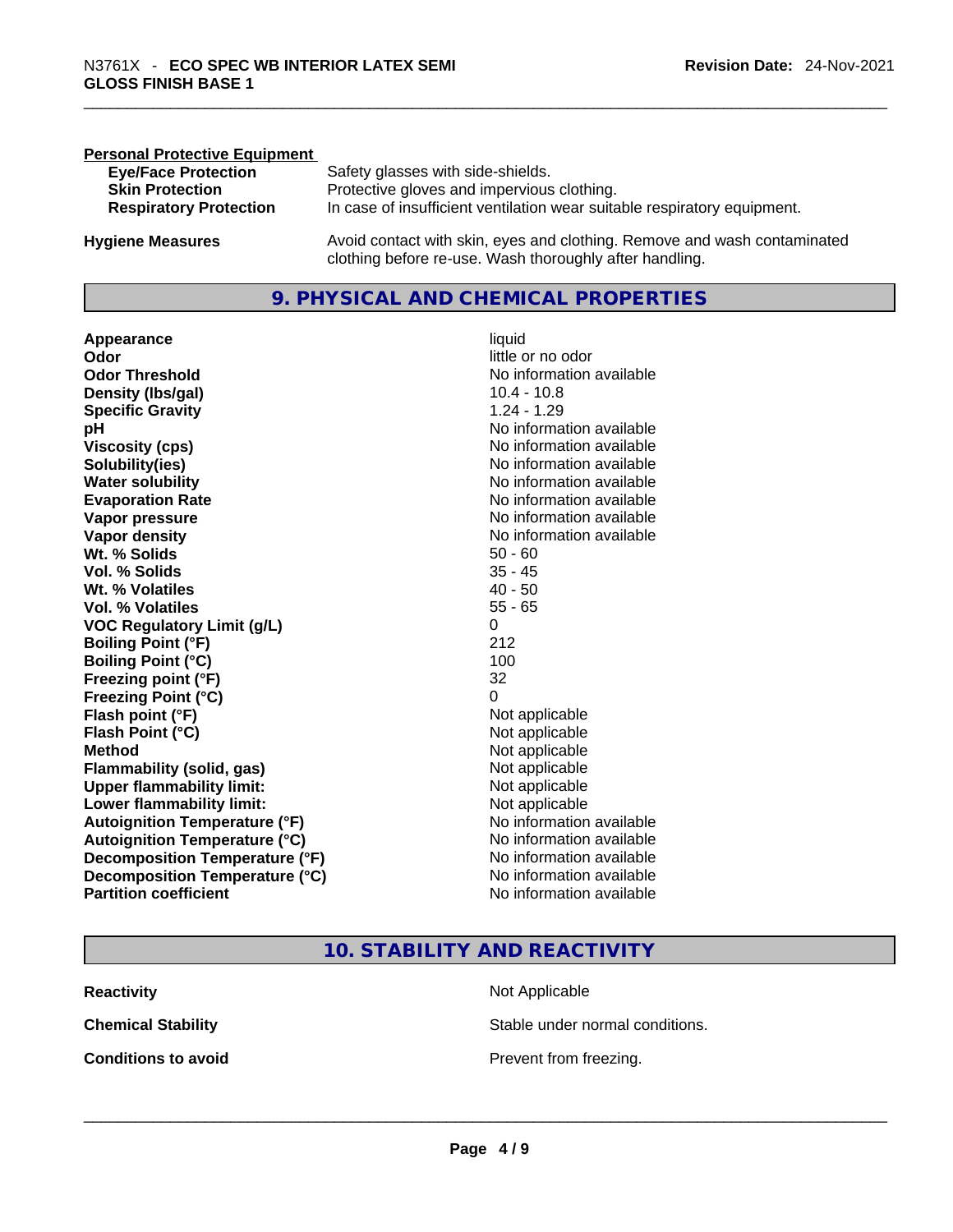**Personal Protective Equipment**

| | |
|---|---|
| **Eye/Face Protection** | Safety glasses with side-shields. |
| **Skin Protection** | Protective gloves and impervious clothing. |
| **Respiratory Protection** | In case of insufficient ventilation wear suitable respiratory equipment. |

| | |
|---|---|
| **Hygiene Measures** | Avoid contact with skin, eyes and clothing. Remove and wash contaminated clothing before re-use. Wash thoroughly after handling. |

## 9. PHYSICAL AND CHEMICAL PROPERTIES

| | |
|---|---|
| **Appearance** | liquid |
| **Odor** | little or no odor |
| **Odor Threshold** | No information available |
| **Density (lbs/gal)** | 10.4 - 10.8 |
| **Specific Gravity** | 1.24 - 1.29 |
| **pH** | No information available |
| **Viscosity (cps)** | No information available |
| **Solubility(ies)** | No information available |
| **Water solubility** | No information available |
| **Evaporation Rate** | No information available |
| **Vapor pressure** | No information available |
| **Vapor density** | No information available |
| **Wt. % Solids** | 50 - 60 |
| **Vol. % Solids** | 35 - 45 |
| **Wt. % Volatiles** | 40 - 50 |
| **Vol. % Volatiles** | 55 - 65 |
| **VOC Regulatory Limit (g/L)** | 0 |
| **Boiling Point (°F)** | 212 |
| **Boiling Point (°C)** | 100 |
| **Freezing point (°F)** | 32 |
| **Freezing Point (°C)** | 0 |
| **Flash point (°F)** | Not applicable |
| **Flash Point (°C)** | Not applicable |
| **Method** | Not applicable |
| **Flammability (solid, gas)** | Not applicable |
| **Upper flammability limit:** | Not applicable |
| **Lower flammability limit:** | Not applicable |
| **Autoignition Temperature (°F)** | No information available |
| **Autoignition Temperature (°C)** | No information available |
| **Decomposition Temperature (°F)** | No information available |
| **Decomposition Temperature (°C)** | No information available |
| **Partition coefficient** | No information available |

## 10. STABILITY AND REACTIVITY

| | |
|---|---|
| **Reactivity** | Not Applicable |
| **Chemical Stability** | Stable under normal conditions. |
| **Conditions to avoid** | Prevent from freezing. |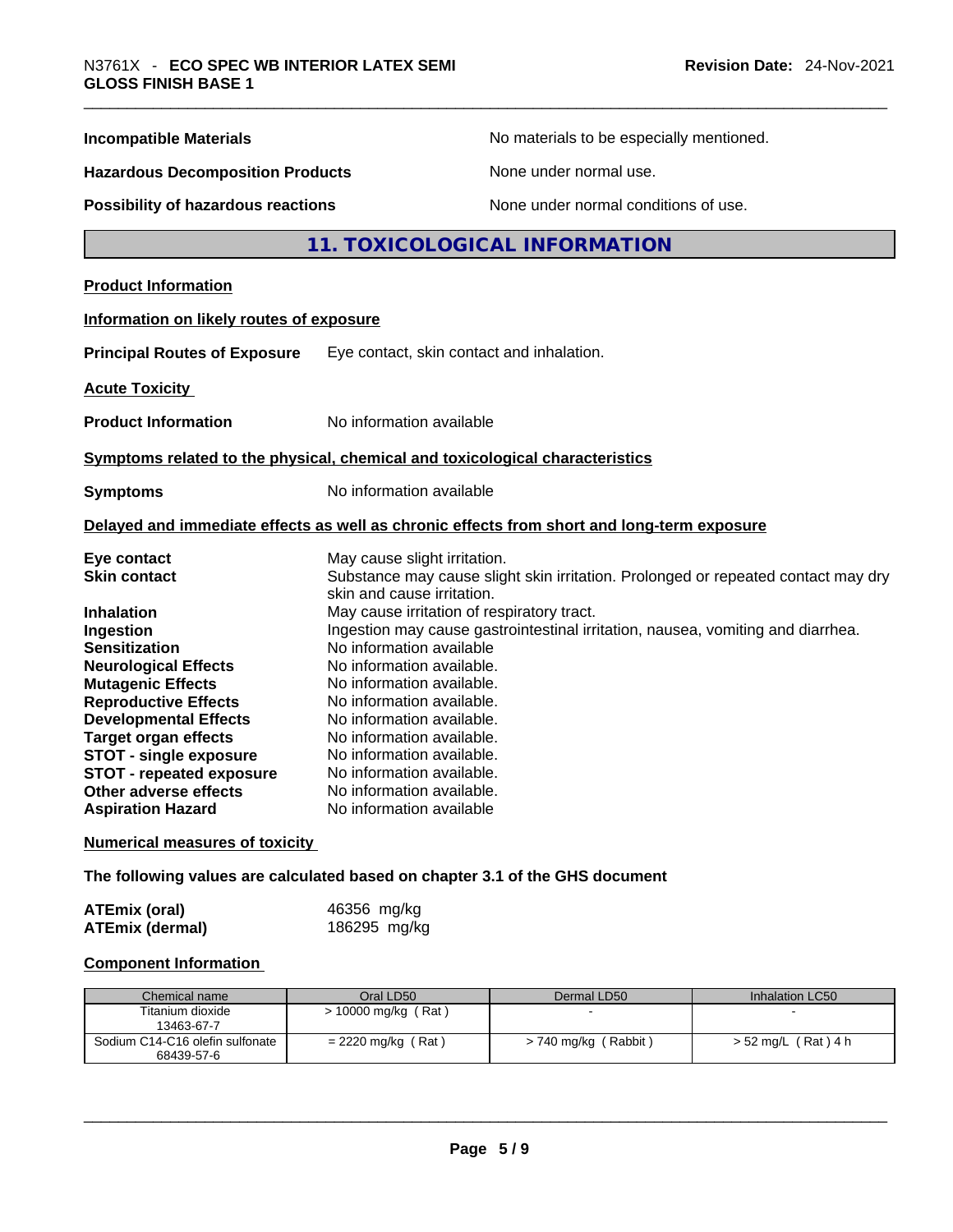**Incompatible Materials** No materials to be especially mentioned.

**Hazardous Decomposition Products** None under normal use.

**Possibility of hazardous reactions** None under normal conditions of use.

## 11. TOXICOLOGICAL INFORMATION

**Product Information**

**Information on likely routes of exposure**

**Principal Routes of Exposure** Eye contact, skin contact and inhalation.

**Acute Toxicity**

**Product Information** No information available

**Symptoms related to the physical, chemical and toxicological characteristics**

**Symptoms** No information available

**Delayed and immediate effects as well as chronic effects from short and long-term exposure**

**Eye contact** May cause slight irritation.
**Skin contact** Substance may cause slight skin irritation. Prolonged or repeated contact may dry skin and cause irritation.
**Inhalation** May cause irritation of respiratory tract.
**Ingestion** Ingestion may cause gastrointestinal irritation, nausea, vomiting and diarrhea.
**Sensitization** No information available
**Neurological Effects** No information available.
**Mutagenic Effects** No information available.
**Reproductive Effects** No information available.
**Developmental Effects** No information available.
**Target organ effects** No information available.
**STOT - single exposure** No information available.
**STOT - repeated exposure** No information available.
**Other adverse effects** No information available.
**Aspiration Hazard** No information available

**Numerical measures of toxicity**

**The following values are calculated based on chapter 3.1 of the GHS document**

**ATEmix (oral)** 46356 mg/kg
**ATEmix (dermal)** 186295 mg/kg

**Component Information**

| Chemical name | Oral LD50 | Dermal LD50 | Inhalation LC50 |
|---|---|---|---|
| Titanium dioxide 13463-67-7 | > 10000 mg/kg ( Rat ) | - | - |
| Sodium C14-C16 olefin sulfonate 68439-57-6 | = 2220 mg/kg ( Rat ) | > 740 mg/kg ( Rabbit ) | > 52 mg/L ( Rat ) 4 h |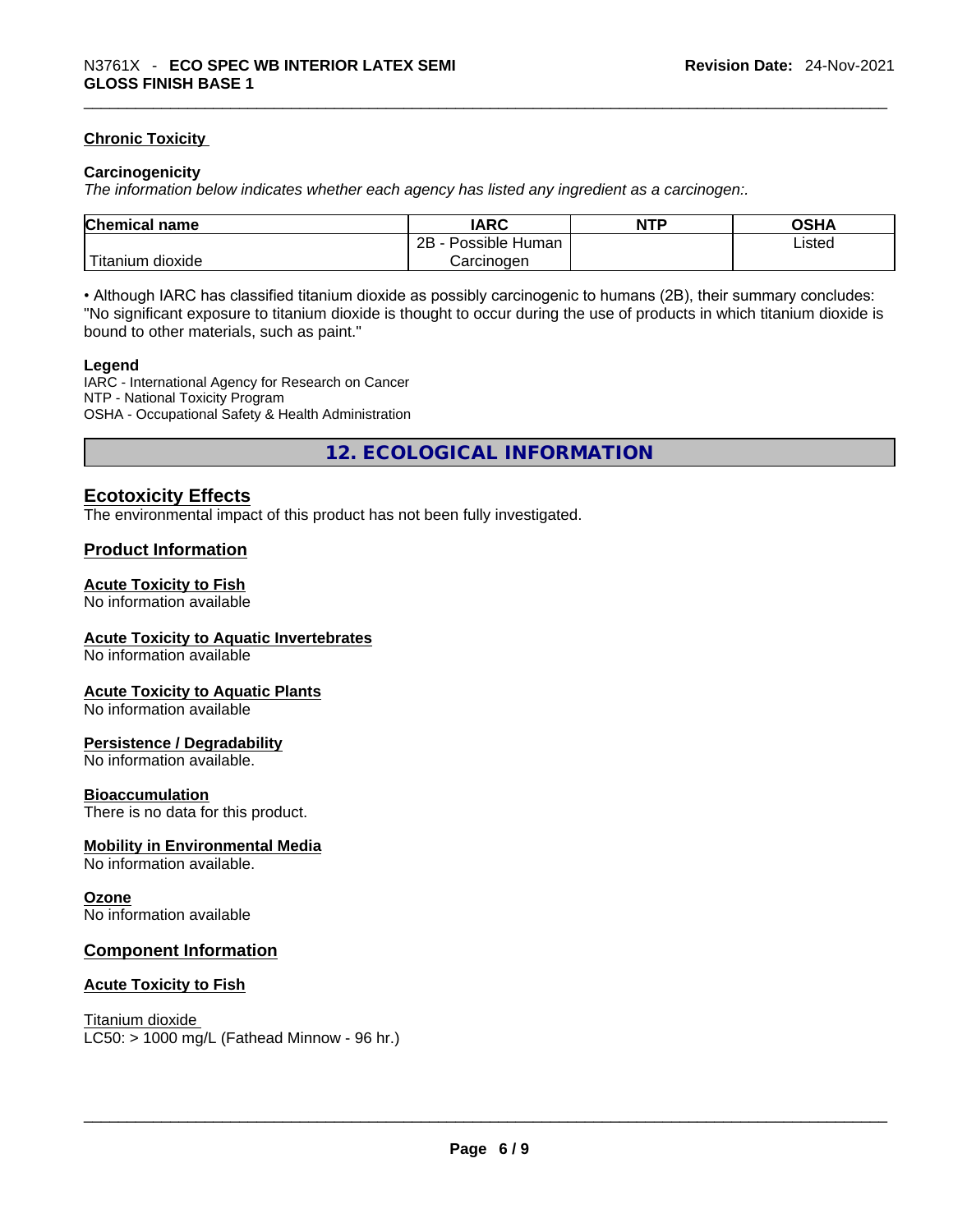### Chronic Toxicity

#### Carcinogenicity

*The information below indicates whether each agency has listed any ingredient as a carcinogen:.*

| Chemical name | IARC | NTP | OSHA |
|---|---|---|---|
| Titanium dioxide | 2B - Possible Human Carcinogen | | Listed |

• Although IARC has classified titanium dioxide as possibly carcinogenic to humans (2B), their summary concludes: "No significant exposure to titanium dioxide is thought to occur during the use of products in which titanium dioxide is bound to other materials, such as paint."

#### Legend

IARC - International Agency for Research on Cancer
NTP - National Toxicity Program
OSHA - Occupational Safety & Health Administration

## 12. ECOLOGICAL INFORMATION

### Ecotoxicity Effects

The environmental impact of this product has not been fully investigated.

### Product Information

#### Acute Toxicity to Fish

No information available

#### Acute Toxicity to Aquatic Invertebrates

No information available

#### Acute Toxicity to Aquatic Plants

No information available

#### Persistence / Degradability

No information available.

#### Bioaccumulation

There is no data for this product.

#### Mobility in Environmental Media

No information available.

#### Ozone

No information available

### Component Information

#### Acute Toxicity to Fish

Titanium dioxide
LC50: > 1000 mg/L (Fathead Minnow - 96 hr.)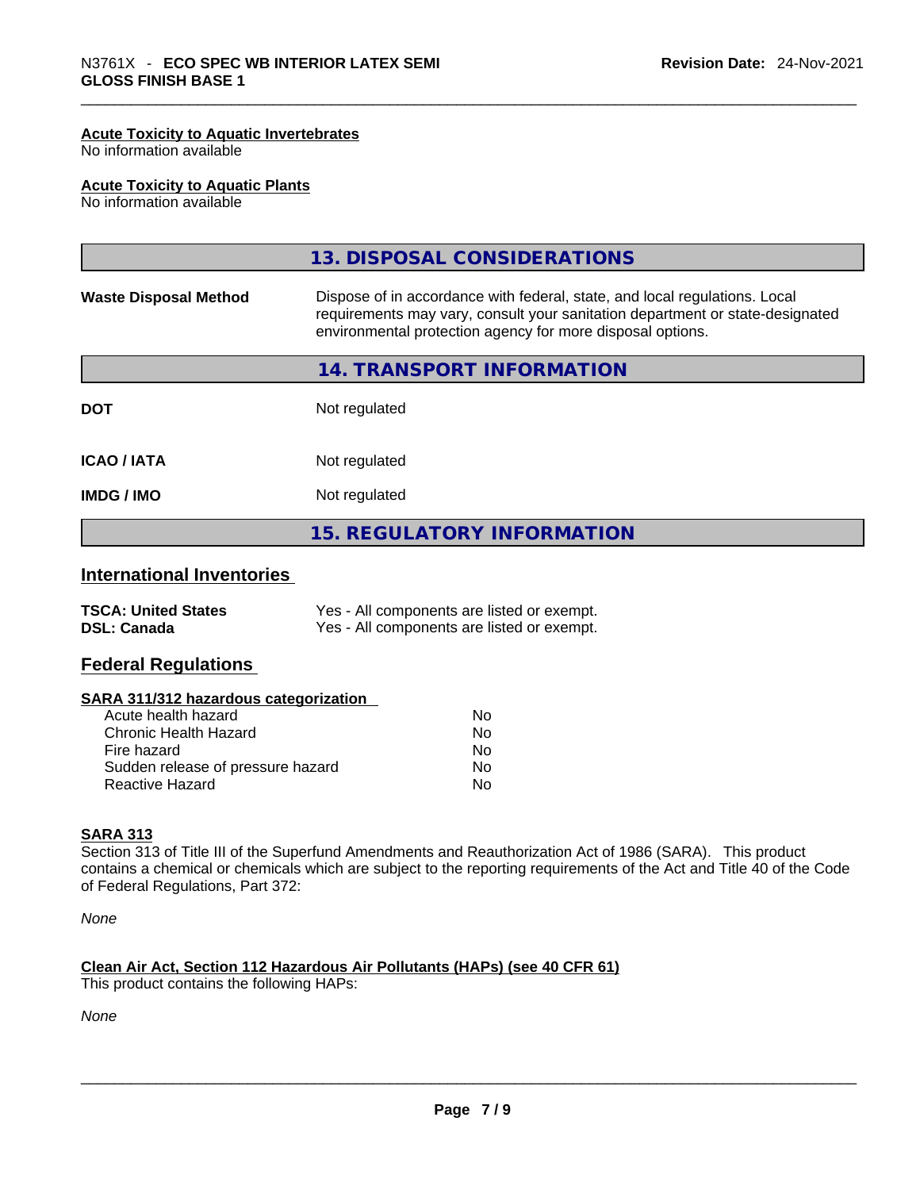**Acute Toxicity to Aquatic Invertebrates**
No information available

**Acute Toxicity to Aquatic Plants**
No information available

## 13. DISPOSAL CONSIDERATIONS

| | |
|---|---|
| **Waste Disposal Method** | Dispose of in accordance with federal, state, and local regulations. Local requirements may vary, consult your sanitation department or state-designated environmental protection agency for more disposal options. |

## 14. TRANSPORT INFORMATION

| | |
|---|---|
| **DOT** | Not regulated |
| **ICAO / IATA** | Not regulated |
| **IMDG / IMO** | Not regulated |

## 15. REGULATORY INFORMATION

### International Inventories

| | |
|---|---|
| **TSCA: United States** | Yes - All components are listed or exempt. |
| **DSL: Canada** | Yes - All components are listed or exempt. |

### Federal Regulations

**SARA 311/312 hazardous categorization**

| | |
|---|---|
| Acute health hazard | No |
| Chronic Health Hazard | No |
| Fire hazard | No |
| Sudden release of pressure hazard | No |
| Reactive Hazard | No |

**SARA 313**

Section 313 of Title III of the Superfund Amendments and Reauthorization Act of 1986 (SARA). This product contains a chemical or chemicals which are subject to the reporting requirements of the Act and Title 40 of the Code of Federal Regulations, Part 372:

*None*

**Clean Air Act, Section 112 Hazardous Air Pollutants (HAPs) (see 40 CFR 61)**

This product contains the following HAPs:

*None*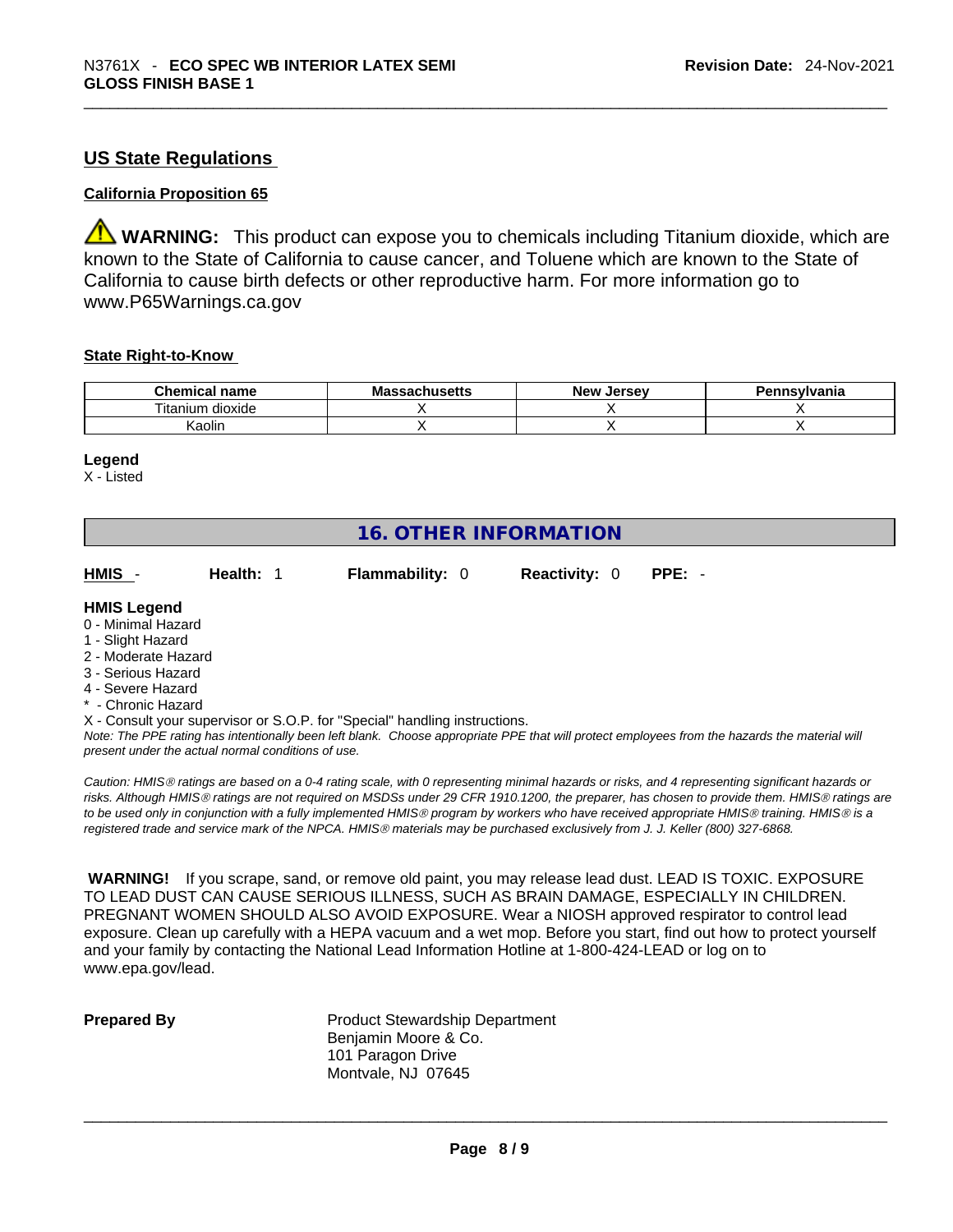## US State Regulations

**California Proposition 65**

⚠ **WARNING:** This product can expose you to chemicals including Titanium dioxide, which are known to the State of California to cause cancer, and Toluene which are known to the State of California to cause birth defects or other reproductive harm. For more information go to www.P65Warnings.ca.gov

**State Right-to-Know**

| Chemical name | Massachusetts | New Jersey | Pennsylvania |
| --- | --- | --- | --- |
| Titanium dioxide | X | X | X |
| Kaolin | X | X | X |

**Legend**

X - Listed

## 16. OTHER INFORMATION

**HMIS** - **Health:** 1 **Flammability:** 0 **Reactivity:** 0 **PPE:** -

**HMIS Legend**

0 - Minimal Hazard
1 - Slight Hazard
2 - Moderate Hazard
3 - Serious Hazard
4 - Severe Hazard
* - Chronic Hazard
X - Consult your supervisor or S.O.P. for "Special" handling instructions.

*Note: The PPE rating has intentionally been left blank. Choose appropriate PPE that will protect employees from the hazards the material will present under the actual normal conditions of use.*

*Caution: HMIS® ratings are based on a 0-4 rating scale, with 0 representing minimal hazards or risks, and 4 representing significant hazards or risks. Although HMIS® ratings are not required on MSDSs under 29 CFR 1910.1200, the preparer, has chosen to provide them. HMIS® ratings are to be used only in conjunction with a fully implemented HMIS® program by workers who have received appropriate HMIS® training. HMIS® is a registered trade and service mark of the NPCA. HMIS® materials may be purchased exclusively from J. J. Keller (800) 327-6868.*

**WARNING!** If you scrape, sand, or remove old paint, you may release lead dust. LEAD IS TOXIC. EXPOSURE TO LEAD DUST CAN CAUSE SERIOUS ILLNESS, SUCH AS BRAIN DAMAGE, ESPECIALLY IN CHILDREN. PREGNANT WOMEN SHOULD ALSO AVOID EXPOSURE. Wear a NIOSH approved respirator to control lead exposure. Clean up carefully with a HEPA vacuum and a wet mop. Before you start, find out how to protect yourself and your family by contacting the National Lead Information Hotline at 1-800-424-LEAD or log on to www.epa.gov/lead.

**Prepared By**

Product Stewardship Department
Benjamin Moore & Co.
101 Paragon Drive
Montvale, NJ 07645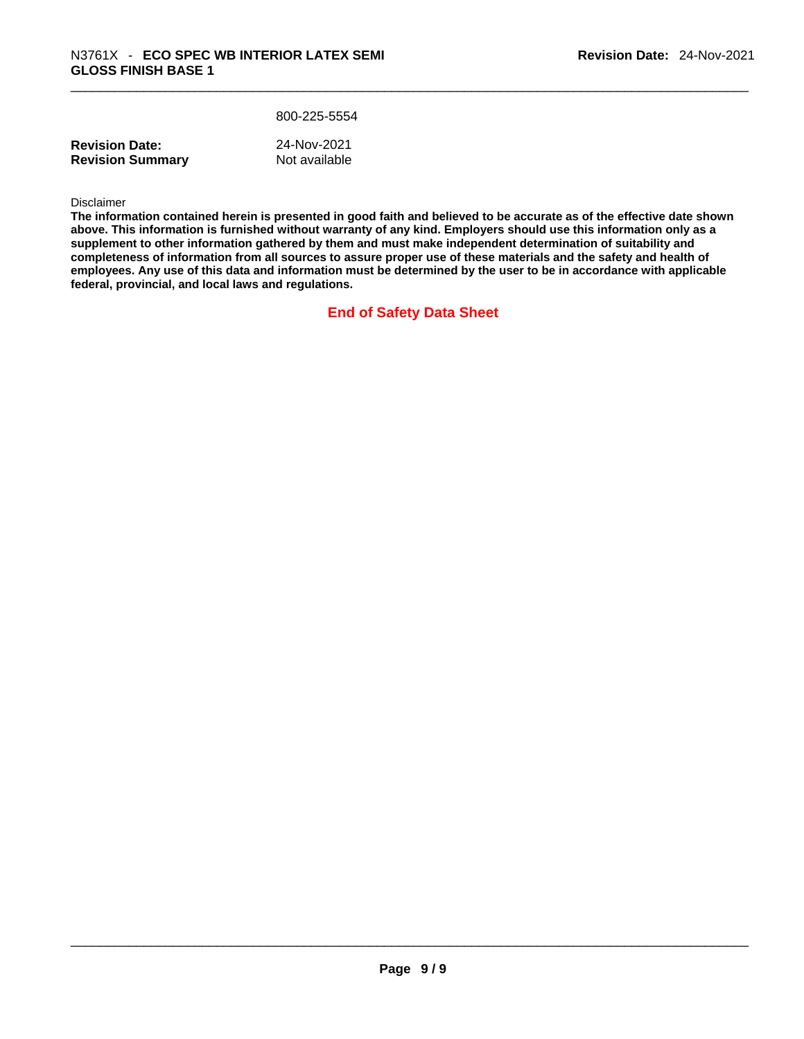800-225-5554

| | |
|---|---|
| **Revision Date:** | 24-Nov-2021 |
| **Revision Summary** | Not available |

Disclaimer

**The information contained herein is presented in good faith and believed to be accurate as of the effective date shown above. This information is furnished without warranty of any kind. Employers should use this information only as a supplement to other information gathered by them and must make independent determination of suitability and completeness of information from all sources to assure proper use of these materials and the safety and health of employees. Any use of this data and information must be determined by the user to be in accordance with applicable federal, provincial, and local laws and regulations.**

**End of Safety Data Sheet**